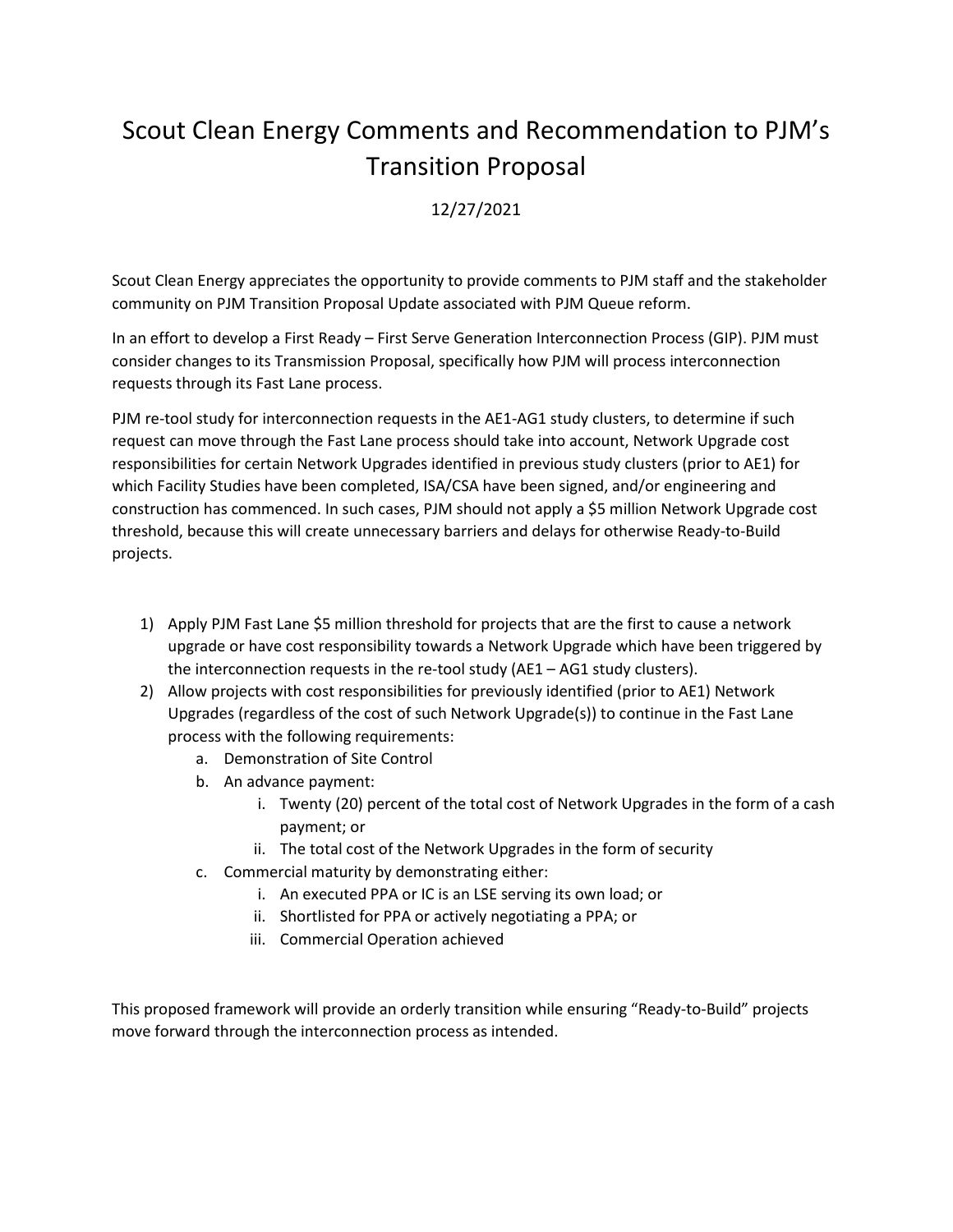# Scout Clean Energy Comments and Recommendation to PJM's Transition Proposal

12/27/2021

Scout Clean Energy appreciates the opportunity to provide comments to PJM staff and the stakeholder community on PJM Transition Proposal Update associated with PJM Queue reform.

In an effort to develop a First Ready – First Serve Generation Interconnection Process (GIP). PJM must consider changes to its Transmission Proposal, specifically how PJM will process interconnection requests through its Fast Lane process.

PJM re-tool study for interconnection requests in the AE1-AG1 study clusters, to determine if such request can move through the Fast Lane process should take into account, Network Upgrade cost responsibilities for certain Network Upgrades identified in previous study clusters (prior to AE1) for which Facility Studies have been completed, ISA/CSA have been signed, and/or engineering and construction has commenced. In such cases, PJM should not apply a $5 million Network Upgrade cost threshold, because this will create unnecessary barriers and delays for otherwise Ready-to-Build projects.

1) Apply PJM Fast Lane $5 million threshold for projects that are the first to cause a network upgrade or have cost responsibility towards a Network Upgrade which have been triggered by the interconnection requests in the re-tool study (AE1 – AG1 study clusters).
2) Allow projects with cost responsibilities for previously identified (prior to AE1) Network Upgrades (regardless of the cost of such Network Upgrade(s)) to continue in the Fast Lane process with the following requirements:
   a. Demonstration of Site Control
   b. An advance payment:
      i. Twenty (20) percent of the total cost of Network Upgrades in the form of a cash payment; or
      ii. The total cost of the Network Upgrades in the form of security
   c. Commercial maturity by demonstrating either:
      i. An executed PPA or IC is an LSE serving its own load; or
      ii. Shortlisted for PPA or actively negotiating a PPA; or
      iii. Commercial Operation achieved

This proposed framework will provide an orderly transition while ensuring "Ready-to-Build" projects move forward through the interconnection process as intended.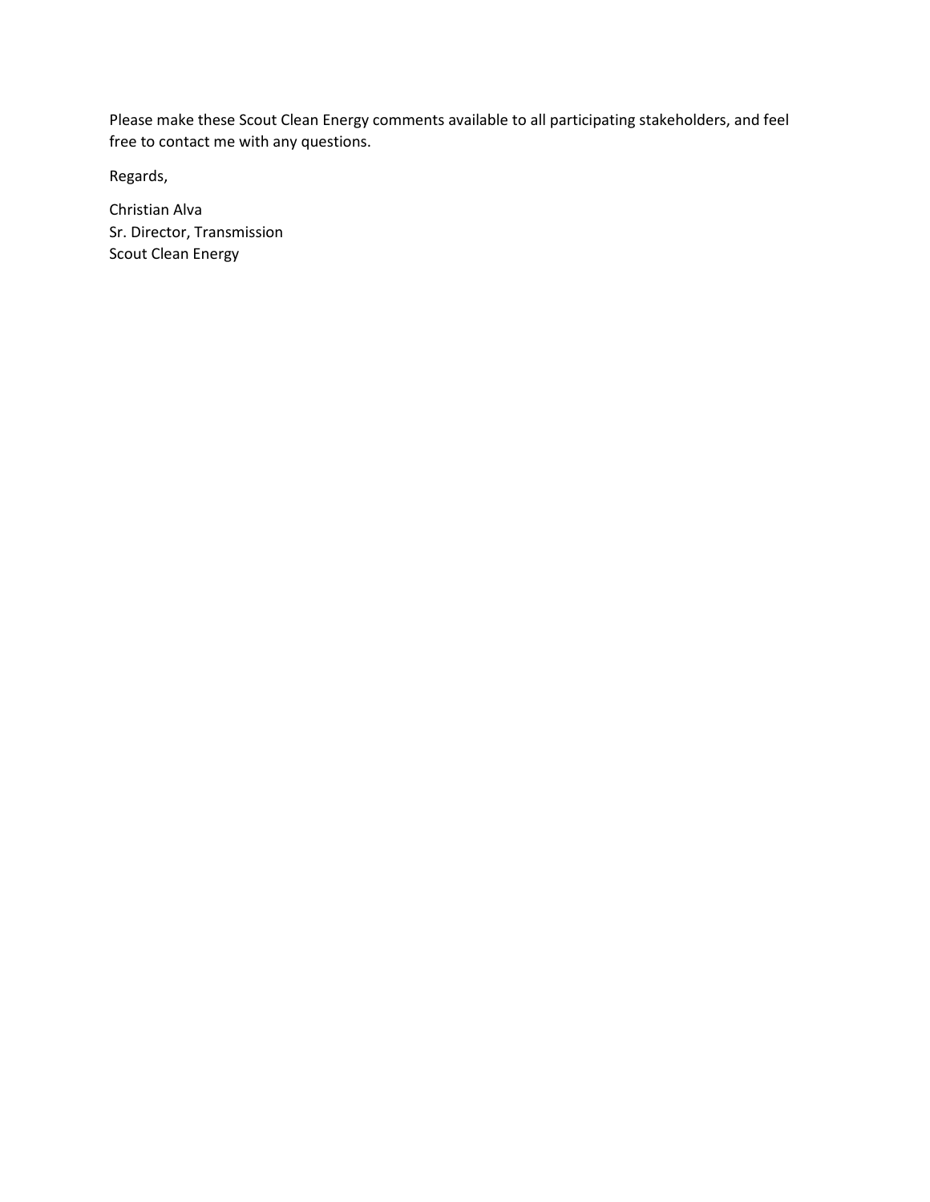Please make these Scout Clean Energy comments available to all participating stakeholders, and feel free to contact me with any questions.

Regards,

Christian Alva  
Sr. Director, Transmission  
Scout Clean Energy